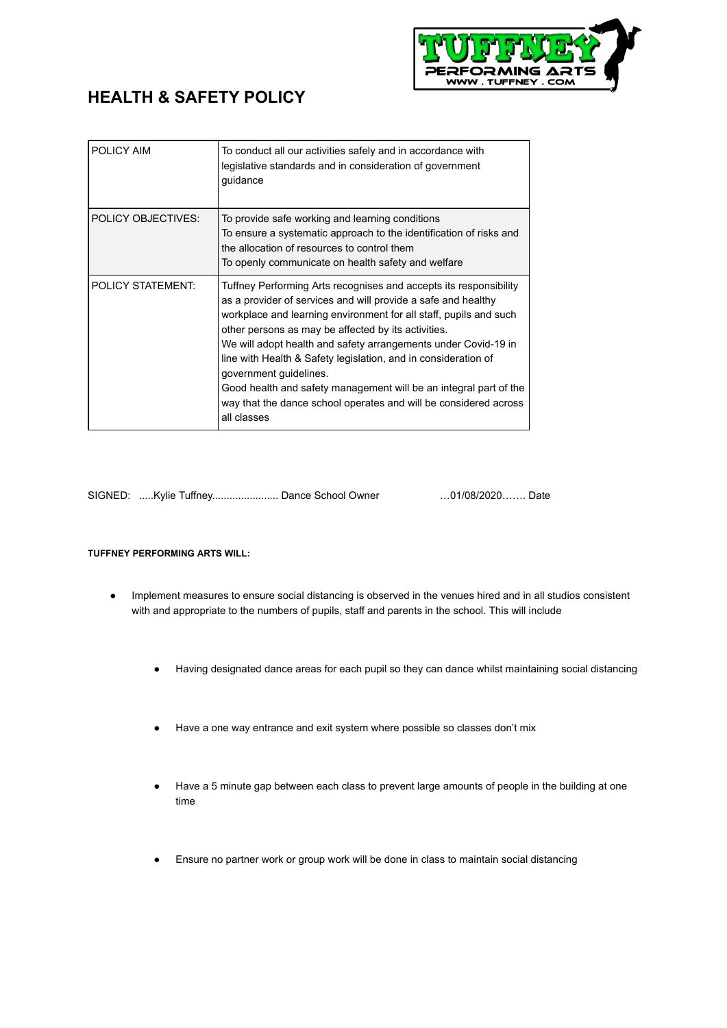# HEALTH & SAFETY POLICY

| POLICY AIM | To conduct all our activities safely and in accordance with legislative standards and in consideration of government guidance |
|---|---|
| POLICY OBJECTIVES: | To provide safe working and learning conditions<br>To ensure a systematic approach to the identification of risks and the allocation of resources to control them<br>To openly communicate on health safety and welfare |
| POLICY STATEMENT: | Tuffney Performing Arts recognises and accepts its responsibility as a provider of services and will provide a safe and healthy workplace and learning environment for all staff, pupils and such other persons as may be affected by its activities.<br>We will adopt health and safety arrangements under Covid-19 in line with Health & Safety legislation, and in consideration of government guidelines.<br>Good health and safety management will be an integral part of the way that the dance school operates and will be considered across all classes |

SIGNED: .....Kylie Tuffney...................... Dance School Owner …01/08/2020……. Date

**TUFFNEY PERFORMING ARTS WILL:**

- Implement measures to ensure social distancing is observed in the venues hired and in all studios consistent with and appropriate to the numbers of pupils, staff and parents in the school. This will include
    - Having designated dance areas for each pupil so they can dance whilst maintaining social distancing
    - Have a one way entrance and exit system where possible so classes don't mix
    - Have a 5 minute gap between each class to prevent large amounts of people in the building at one time
    - Ensure no partner work or group work will be done in class to maintain social distancing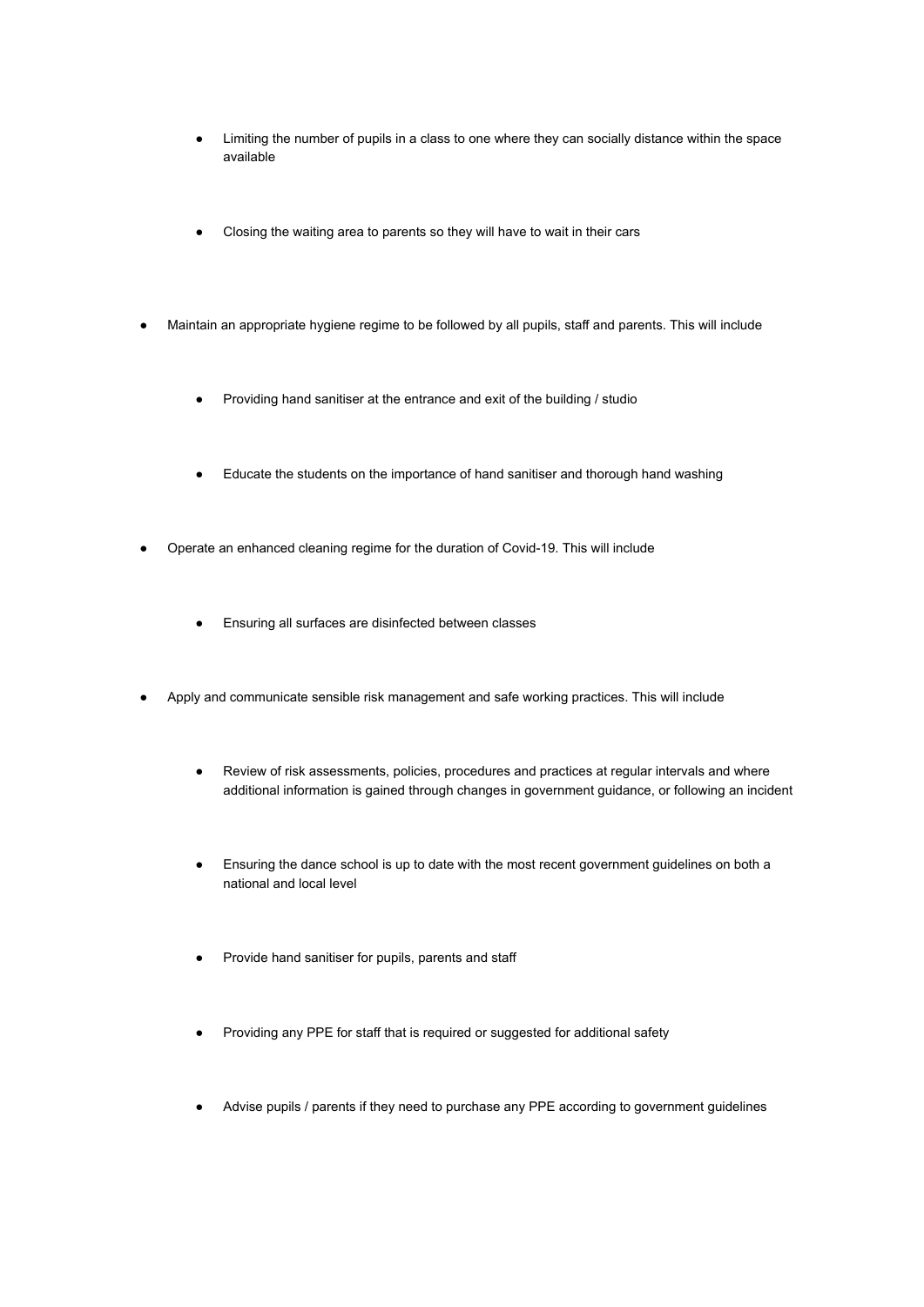- Limiting the number of pupils in a class to one where they can socially distance within the space available
  - Closing the waiting area to parents so they will have to wait in their cars

- Maintain an appropriate hygiene regime to be followed by all pupils, staff and parents. This will include
  - Providing hand sanitiser at the entrance and exit of the building / studio
  - Educate the students on the importance of hand sanitiser and thorough hand washing

- Operate an enhanced cleaning regime for the duration of Covid-19. This will include
  - Ensuring all surfaces are disinfected between classes

- Apply and communicate sensible risk management and safe working practices. This will include
  - Review of risk assessments, policies, procedures and practices at regular intervals and where additional information is gained through changes in government guidance, or following an incident
  - Ensuring the dance school is up to date with the most recent government guidelines on both a national and local level
  - Provide hand sanitiser for pupils, parents and staff
  - Providing any PPE for staff that is required or suggested for additional safety
  - Advise pupils / parents if they need to purchase any PPE according to government guidelines